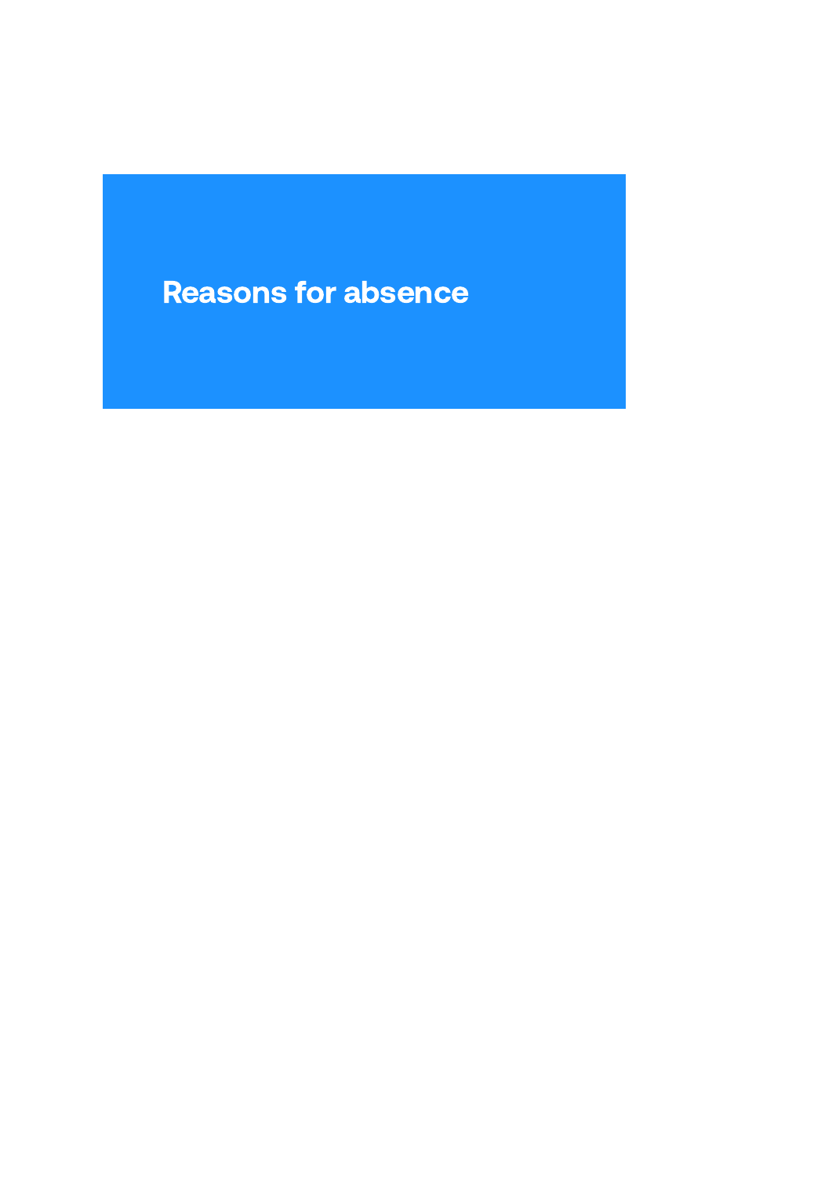# Reasons for absence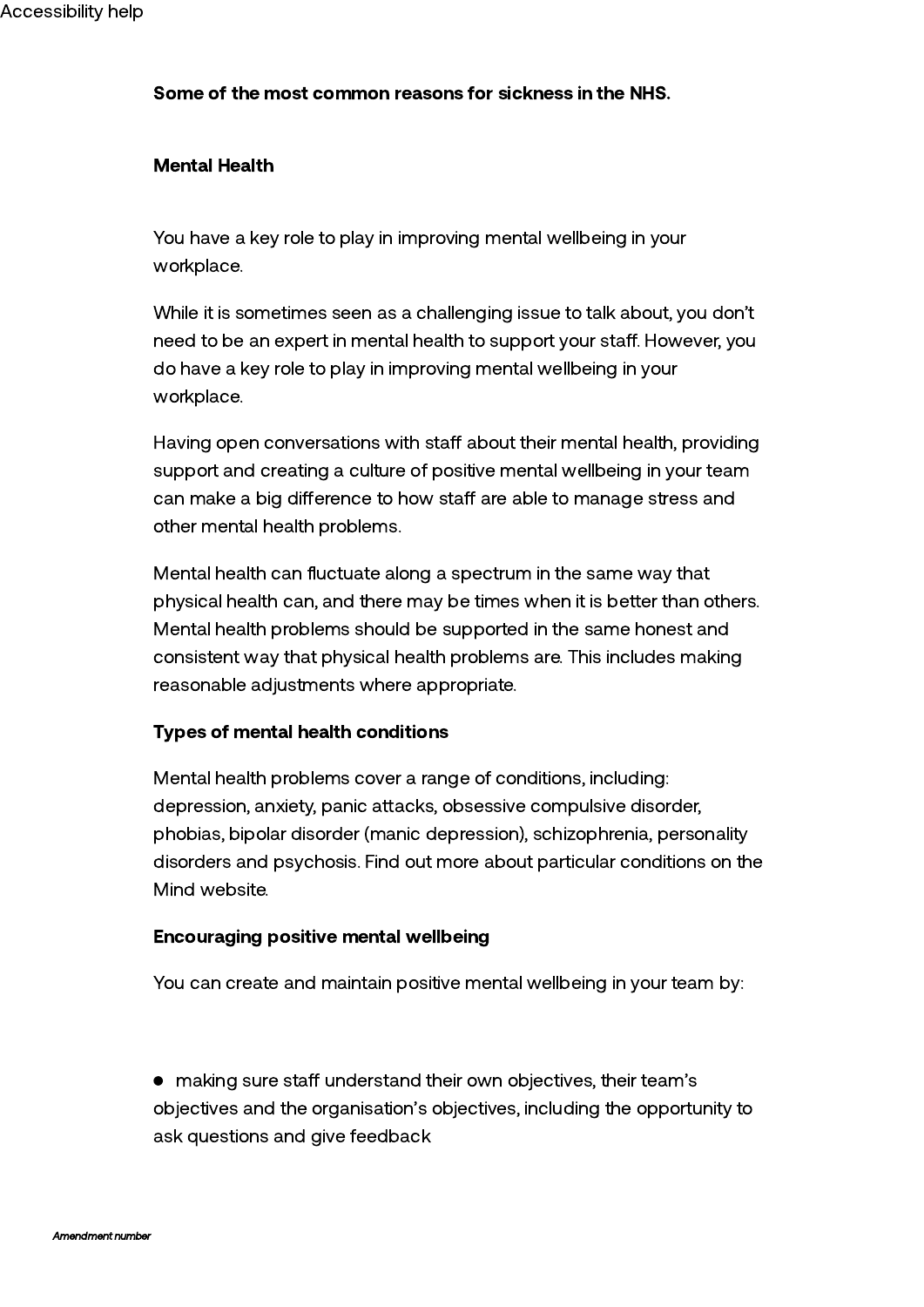**Some of the most common reasons for sickness in the NHS.**

## Mental Health

You have a key role to play in improving mental wellbeing in your workplace.

While it is sometimes seen as a challenging issue to talk about, you don't need to be an expert in mental health to support your staff. However, you do have a key role to play in improving mental wellbeing in your workplace.

Having open conversations with staff about their mental health, providing support and creating a culture of positive mental wellbeing in your team can make a big difference to how staff are able to manage stress and other mental health problems.

Mental health can fluctuate along a spectrum in the same way that physical health can, and there may be times when it is better than others. Mental health problems should be supported in the same honest and consistent way that physical health problems are. This includes making reasonable adjustments where appropriate.

### Types of mental health conditions

Mental health problems cover a range of conditions, including: depression, anxiety, panic attacks, obsessive compulsive disorder, phobias, bipolar disorder (manic depression), schizophrenia, personality disorders and psychosis. Find out more about particular conditions on the Mind website.

### Encouraging positive mental wellbeing

You can create and maintain positive mental wellbeing in your team by:

- making sure staff understand their own objectives, their team's objectives and the organisation's objectives, including the opportunity to ask questions and give feedback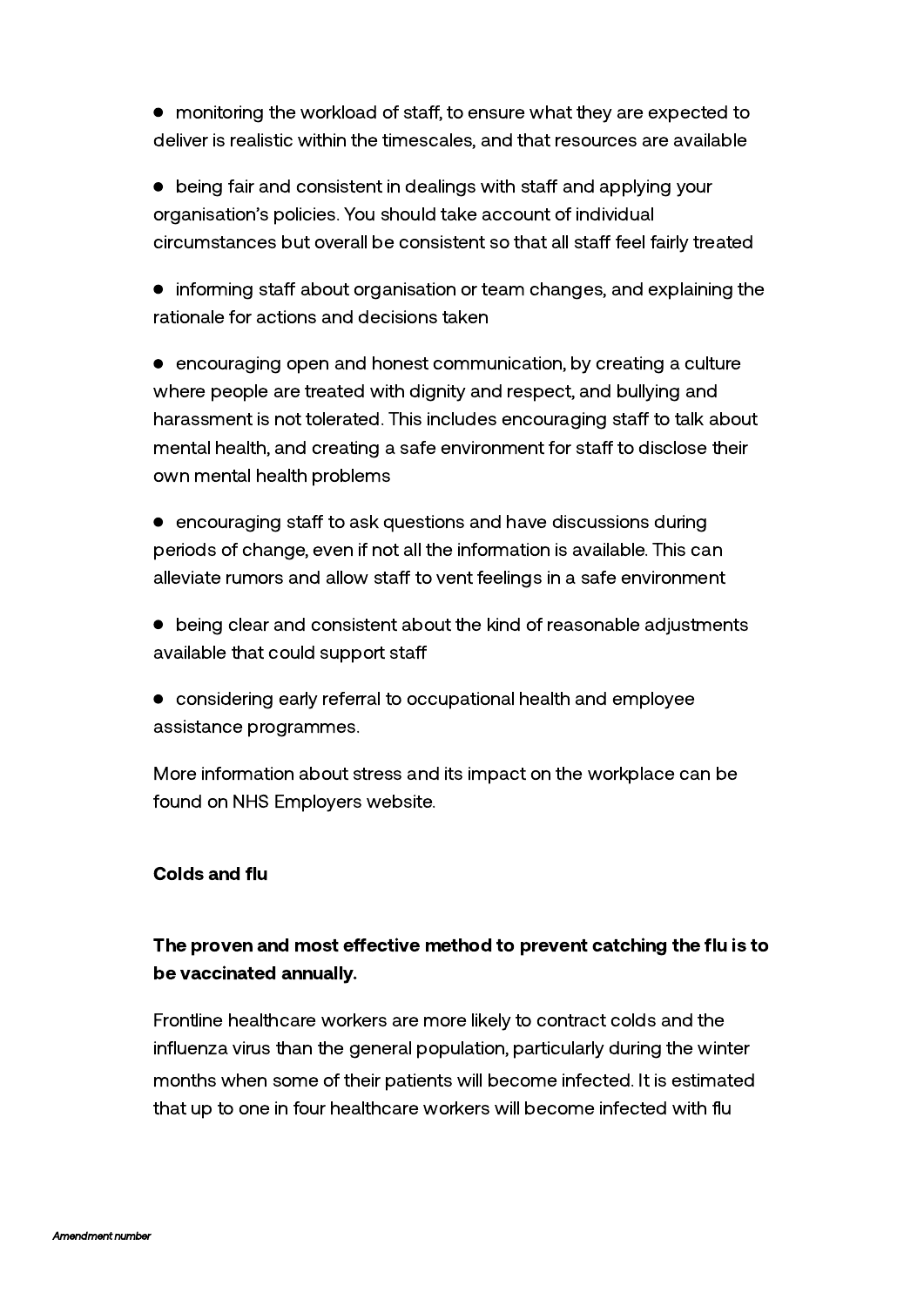- monitoring the workload of staff, to ensure what they are expected to deliver is realistic within the timescales, and that resources are available
- being fair and consistent in dealings with staff and applying your organisation's policies. You should take account of individual circumstances but overall be consistent so that all staff feel fairly treated
- informing staff about organisation or team changes, and explaining the rationale for actions and decisions taken
- encouraging open and honest communication, by creating a culture where people are treated with dignity and respect, and bullying and harassment is not tolerated. This includes encouraging staff to talk about mental health, and creating a safe environment for staff to disclose their own mental health problems
- encouraging staff to ask questions and have discussions during periods of change, even if not all the information is available. This can alleviate rumors and allow staff to vent feelings in a safe environment
- being clear and consistent about the kind of reasonable adjustments available that could support staff
- considering early referral to occupational health and employee assistance programmes.

More information about stress and its impact on the workplace can be found on NHS Employers website.

### Colds and flu

**The proven and most effective method to prevent catching the flu is to be vaccinated annually.**

Frontline healthcare workers are more likely to contract colds and the influenza virus than the general population, particularly during the winter months when some of their patients will become infected. It is estimated that up to one in four healthcare workers will become infected with flu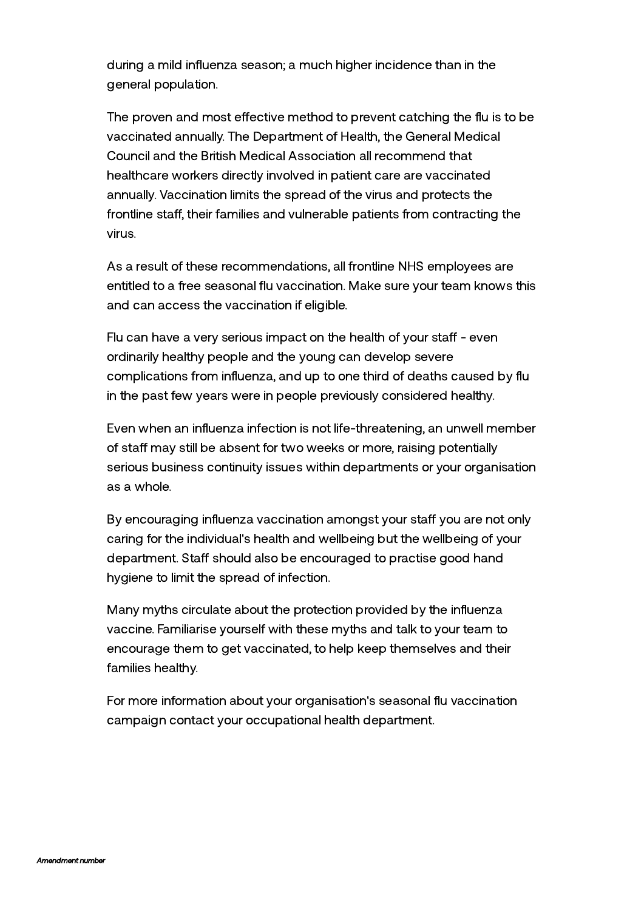during a mild influenza season; a much higher incidence than in the general population.

The proven and most effective method to prevent catching the flu is to be vaccinated annually. The Department of Health, the General Medical Council and the British Medical Association all recommend that healthcare workers directly involved in patient care are vaccinated annually. Vaccination limits the spread of the virus and protects the frontline staff, their families and vulnerable patients from contracting the virus.

As a result of these recommendations, all frontline NHS employees are entitled to a free seasonal flu vaccination. Make sure your team knows this and can access the vaccination if eligible.

Flu can have a very serious impact on the health of your staff - even ordinarily healthy people and the young can develop severe complications from influenza, and up to one third of deaths caused by flu in the past few years were in people previously considered healthy.

Even when an influenza infection is not life-threatening, an unwell member of staff may still be absent for two weeks or more, raising potentially serious business continuity issues within departments or your organisation as a whole.

By encouraging influenza vaccination amongst your staff you are not only caring for the individual's health and wellbeing but the wellbeing of your department. Staff should also be encouraged to practise good hand hygiene to limit the spread of infection.

Many myths circulate about the protection provided by the influenza vaccine. Familiarise yourself with these myths and talk to your team to encourage them to get vaccinated, to help keep themselves and their families healthy.

For more information about your organisation's seasonal flu vaccination campaign contact your occupational health department.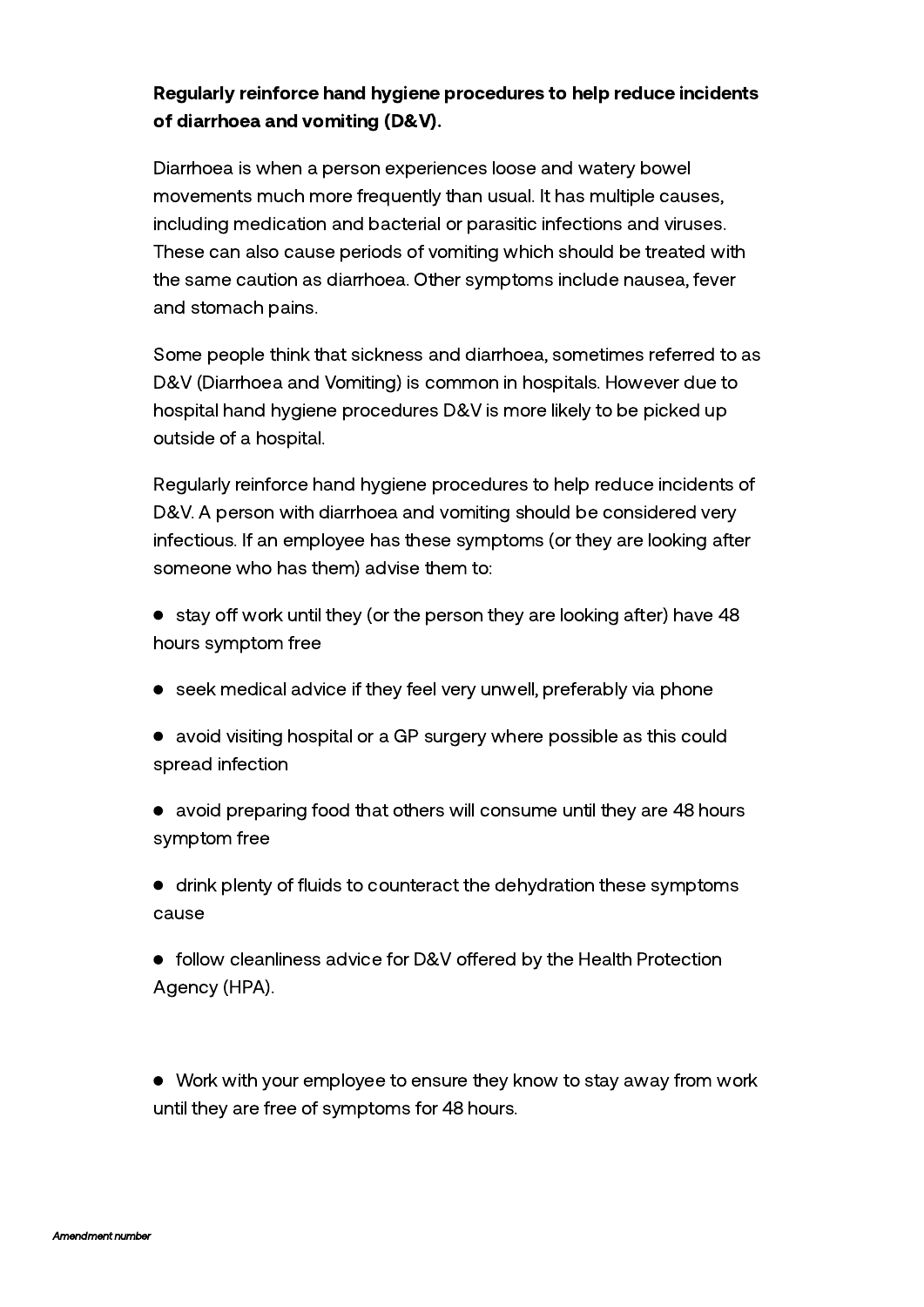**Regularly reinforce hand hygiene procedures to help reduce incidents of diarrhoea and vomiting (D&V).**

Diarrhoea is when a person experiences loose and watery bowel movements much more frequently than usual. It has multiple causes, including medication and bacterial or parasitic infections and viruses. These can also cause periods of vomiting which should be treated with the same caution as diarrhoea. Other symptoms include nausea, fever and stomach pains.

Some people think that sickness and diarrhoea, sometimes referred to as D&V (Diarrhoea and Vomiting) is common in hospitals. However due to hospital hand hygiene procedures D&V is more likely to be picked up outside of a hospital.

Regularly reinforce hand hygiene procedures to help reduce incidents of D&V. A person with diarrhoea and vomiting should be considered very infectious. If an employee has these symptoms (or they are looking after someone who has them) advise them to:

- stay off work until they (or the person they are looking after) have 48 hours symptom free
- seek medical advice if they feel very unwell, preferably via phone
- avoid visiting hospital or a GP surgery where possible as this could spread infection
- avoid preparing food that others will consume until they are 48 hours symptom free
- drink plenty of fluids to counteract the dehydration these symptoms cause
- follow cleanliness advice for D&V offered by the Health Protection Agency (HPA).

- Work with your employee to ensure they know to stay away from work until they are free of symptoms for 48 hours.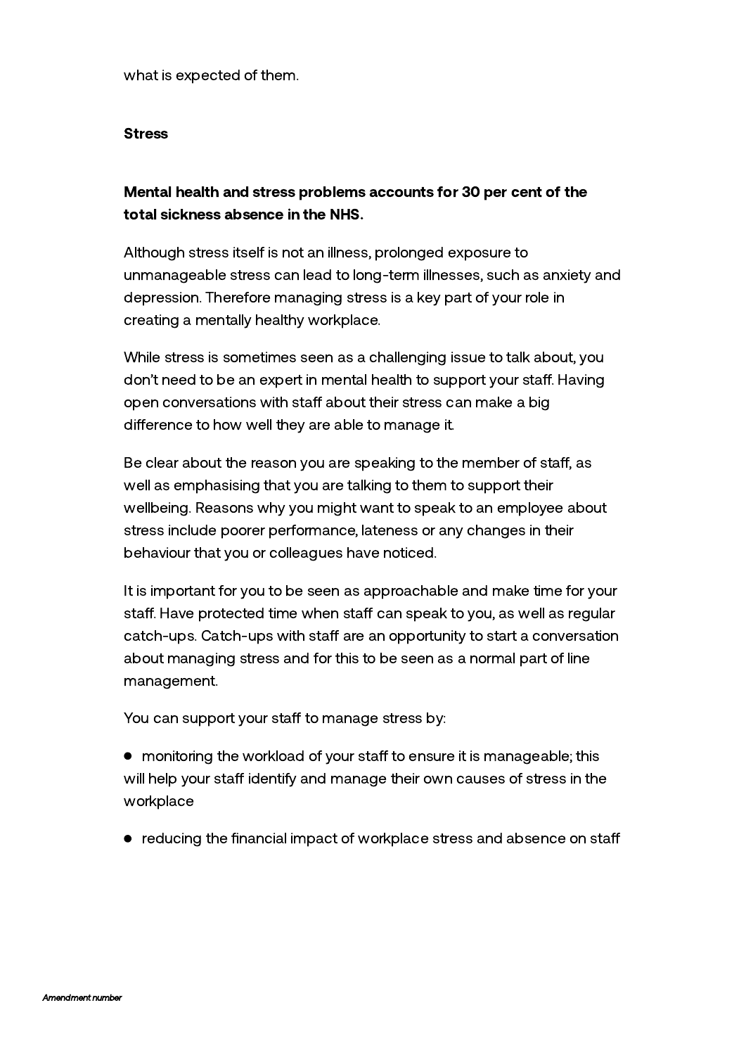what is expected of them.

**Stress**

**Mental health and stress problems accounts for 30 per cent of the total sickness absence in the NHS.**

Although stress itself is not an illness, prolonged exposure to unmanageable stress can lead to long-term illnesses, such as anxiety and depression. Therefore managing stress is a key part of your role in creating a mentally healthy workplace.

While stress is sometimes seen as a challenging issue to talk about, you don't need to be an expert in mental health to support your staff. Having open conversations with staff about their stress can make a big difference to how well they are able to manage it.

Be clear about the reason you are speaking to the member of staff, as well as emphasising that you are talking to them to support their wellbeing. Reasons why you might want to speak to an employee about stress include poorer performance, lateness or any changes in their behaviour that you or colleagues have noticed.

It is important for you to be seen as approachable and make time for your staff. Have protected time when staff can speak to you, as well as regular catch-ups. Catch-ups with staff are an opportunity to start a conversation about managing stress and for this to be seen as a normal part of line management.

You can support your staff to manage stress by:

- monitoring the workload of your staff to ensure it is manageable; this will help your staff identify and manage their own causes of stress in the workplace
- reducing the financial impact of workplace stress and absence on staff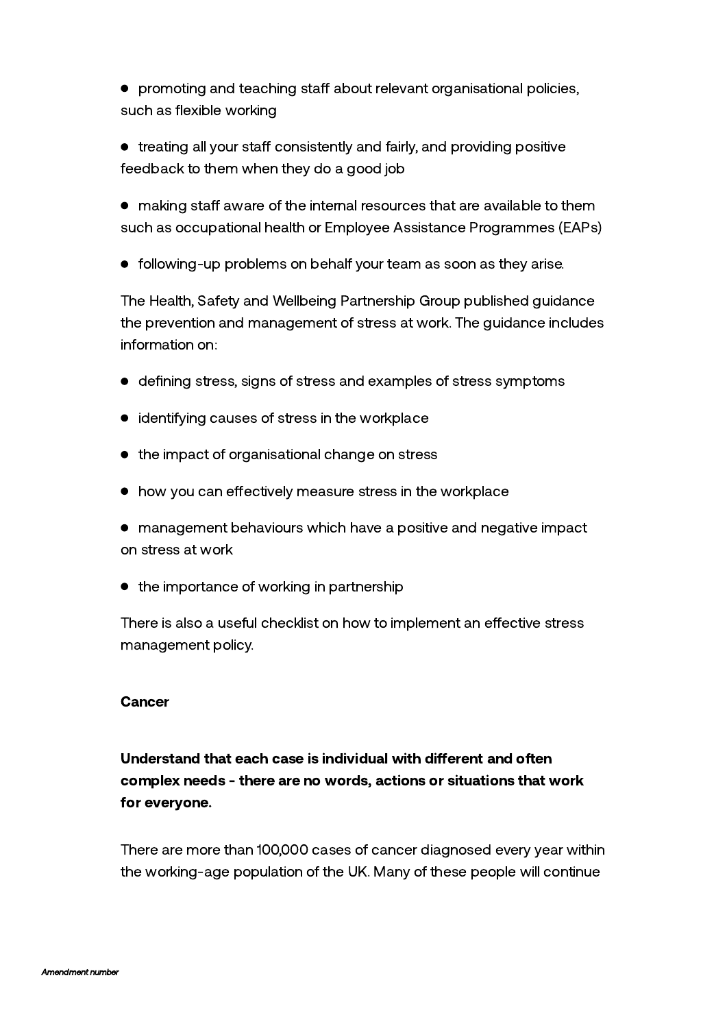- promoting and teaching staff about relevant organisational policies, such as flexible working
- treating all your staff consistently and fairly, and providing positive feedback to them when they do a good job
- making staff aware of the internal resources that are available to them such as occupational health or Employee Assistance Programmes (EAPs)
- following-up problems on behalf your team as soon as they arise.

The Health, Safety and Wellbeing Partnership Group published guidance the prevention and management of stress at work. The guidance includes information on:

- defining stress, signs of stress and examples of stress symptoms
- identifying causes of stress in the workplace
- the impact of organisational change on stress
- how you can effectively measure stress in the workplace
- management behaviours which have a positive and negative impact on stress at work
- the importance of working in partnership

There is also a useful checklist on how to implement an effective stress management policy.

**Cancer**

**Understand that each case is individual with different and often complex needs - there are no words, actions or situations that work for everyone.**

There are more than 100,000 cases of cancer diagnosed every year within the working-age population of the UK. Many of these people will continue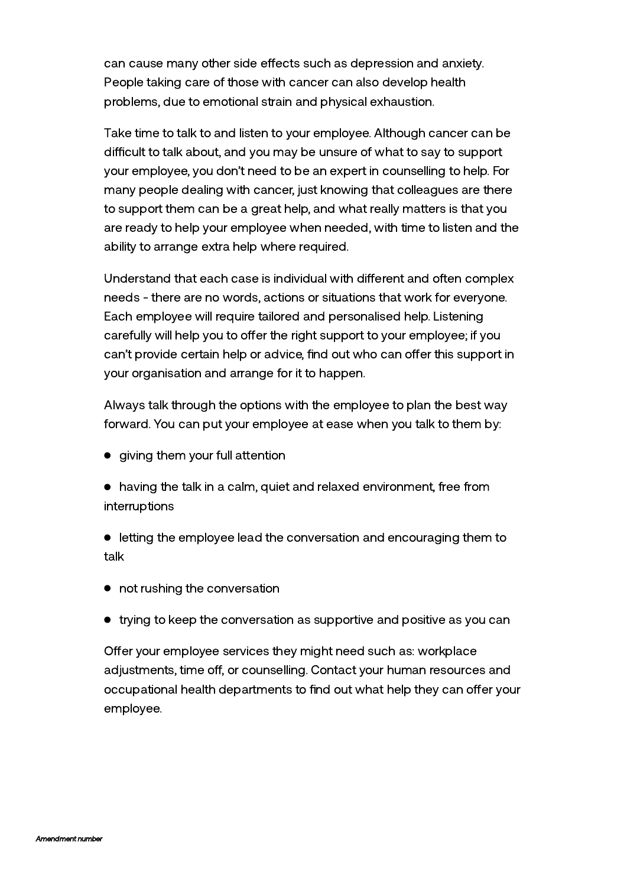can cause many other side effects such as depression and anxiety. People taking care of those with cancer can also develop health problems, due to emotional strain and physical exhaustion.

Take time to talk to and listen to your employee. Although cancer can be difficult to talk about, and you may be unsure of what to say to support your employee, you don't need to be an expert in counselling to help. For many people dealing with cancer, just knowing that colleagues are there to support them can be a great help, and what really matters is that you are ready to help your employee when needed, with time to listen and the ability to arrange extra help where required.

Understand that each case is individual with different and often complex needs - there are no words, actions or situations that work for everyone. Each employee will require tailored and personalised help. Listening carefully will help you to offer the right support to your employee; if you can't provide certain help or advice, find out who can offer this support in your organisation and arrange for it to happen.

Always talk through the options with the employee to plan the best way forward. You can put your employee at ease when you talk to them by:

- giving them your full attention
- having the talk in a calm, quiet and relaxed environment, free from interruptions
- letting the employee lead the conversation and encouraging them to talk
- not rushing the conversation
- trying to keep the conversation as supportive and positive as you can

Offer your employee services they might need such as: workplace adjustments, time off, or counselling. Contact your human resources and occupational health departments to find out what help they can offer your employee.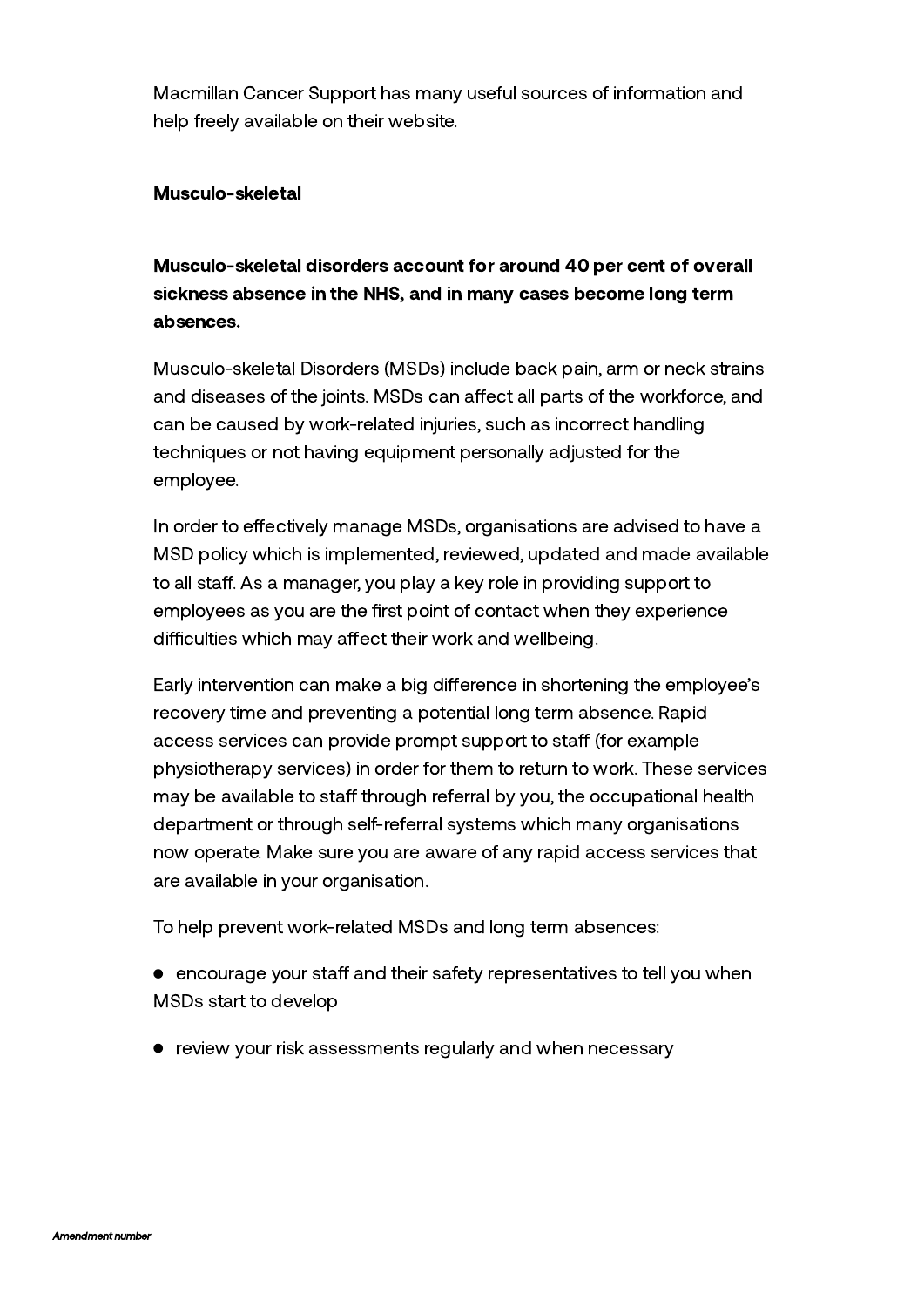Macmillan Cancer Support has many useful sources of information and help freely available on their website.

### Musculo-skeletal

**Musculo-skeletal disorders account for around 40 per cent of overall sickness absence in the NHS, and in many cases become long term absences.**

Musculo-skeletal Disorders (MSDs) include back pain, arm or neck strains and diseases of the joints. MSDs can affect all parts of the workforce, and can be caused by work-related injuries, such as incorrect handling techniques or not having equipment personally adjusted for the employee.

In order to effectively manage MSDs, organisations are advised to have a MSD policy which is implemented, reviewed, updated and made available to all staff. As a manager, you play a key role in providing support to employees as you are the first point of contact when they experience difficulties which may affect their work and wellbeing.

Early intervention can make a big difference in shortening the employee's recovery time and preventing a potential long term absence. Rapid access services can provide prompt support to staff (for example physiotherapy services) in order for them to return to work. These services may be available to staff through referral by you, the occupational health department or through self-referral systems which many organisations now operate. Make sure you are aware of any rapid access services that are available in your organisation.

To help prevent work-related MSDs and long term absences:

- encourage your staff and their safety representatives to tell you when MSDs start to develop
- review your risk assessments regularly and when necessary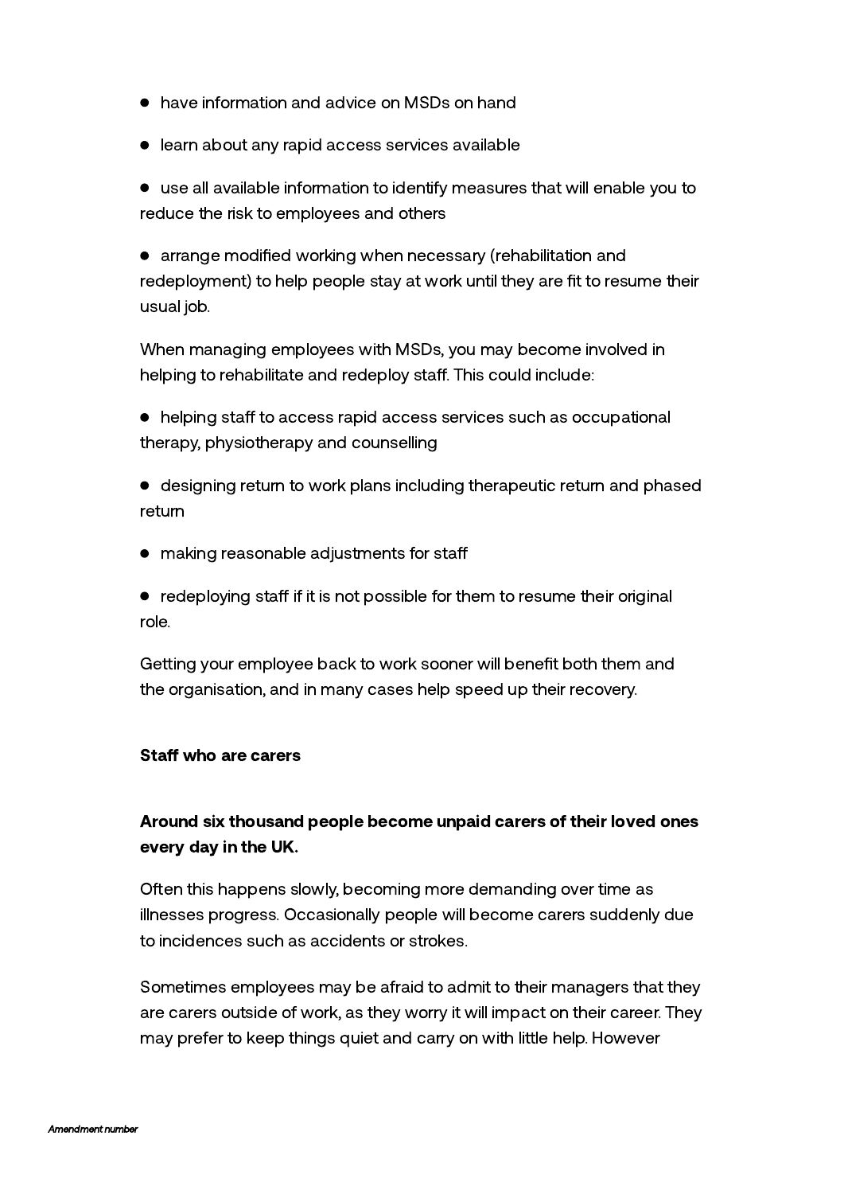- have information and advice on MSDs on hand
- learn about any rapid access services available
- use all available information to identify measures that will enable you to reduce the risk to employees and others
- arrange modified working when necessary (rehabilitation and redeployment) to help people stay at work until they are fit to resume their usual job.

When managing employees with MSDs, you may become involved in helping to rehabilitate and redeploy staff. This could include:

- helping staff to access rapid access services such as occupational therapy, physiotherapy and counselling
- designing return to work plans including therapeutic return and phased return
- making reasonable adjustments for staff
- redeploying staff if it is not possible for them to resume their original role.

Getting your employee back to work sooner will benefit both them and the organisation, and in many cases help speed up their recovery.

**Staff who are carers**

**Around six thousand people become unpaid carers of their loved ones every day in the UK.**

Often this happens slowly, becoming more demanding over time as illnesses progress. Occasionally people will become carers suddenly due to incidences such as accidents or strokes.

Sometimes employees may be afraid to admit to their managers that they are carers outside of work, as they worry it will impact on their career. They may prefer to keep things quiet and carry on with little help. However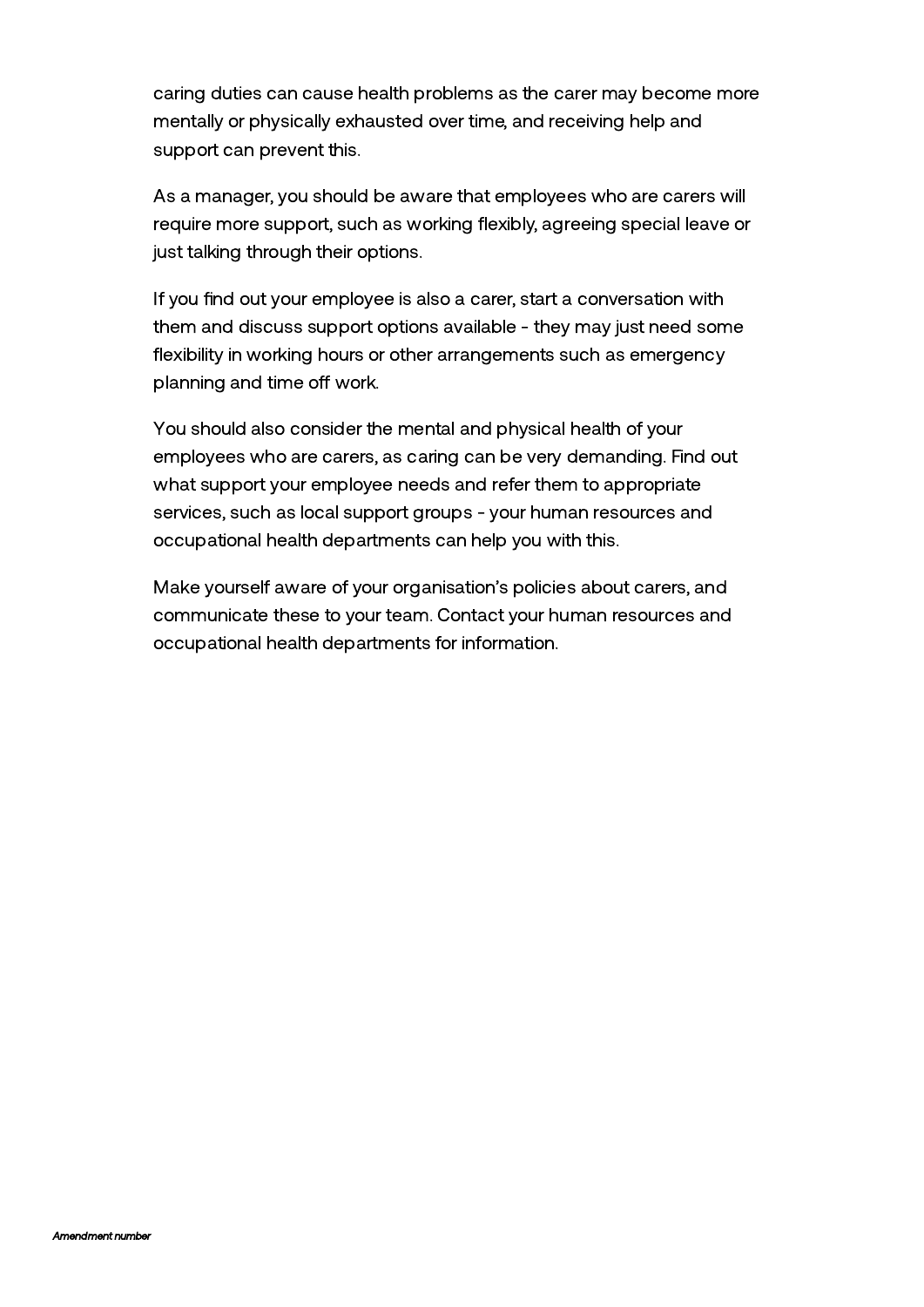caring duties can cause health problems as the carer may become more mentally or physically exhausted over time, and receiving help and support can prevent this.

As a manager, you should be aware that employees who are carers will require more support, such as working flexibly, agreeing special leave or just talking through their options.

If you find out your employee is also a carer, start a conversation with them and discuss support options available - they may just need some flexibility in working hours or other arrangements such as emergency planning and time off work.

You should also consider the mental and physical health of your employees who are carers, as caring can be very demanding. Find out what support your employee needs and refer them to appropriate services, such as local support groups - your human resources and occupational health departments can help you with this.

Make yourself aware of your organisation's policies about carers, and communicate these to your team. Contact your human resources and occupational health departments for information.